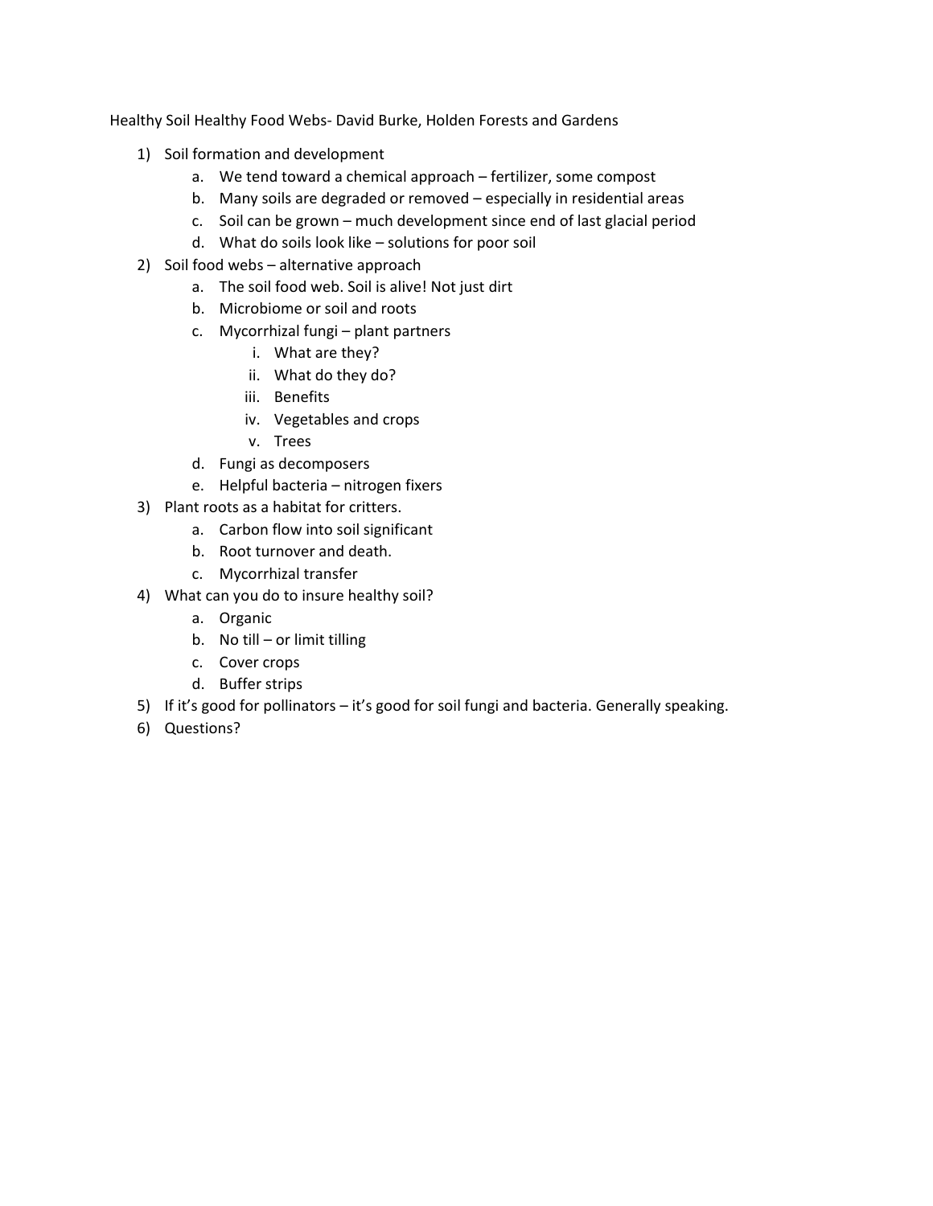Healthy Soil Healthy Food Webs- David Burke, Holden Forests and Gardens

1) Soil formation and development
    a. We tend toward a chemical approach – fertilizer, some compost
    b. Many soils are degraded or removed – especially in residential areas
    c. Soil can be grown – much development since end of last glacial period
    d. What do soils look like – solutions for poor soil
2) Soil food webs – alternative approach
    a. The soil food web. Soil is alive! Not just dirt
    b. Microbiome or soil and roots
    c. Mycorrhizal fungi – plant partners
        i. What are they?
        ii. What do they do?
        iii. Benefits
        iv. Vegetables and crops
        v. Trees
    d. Fungi as decomposers
    e. Helpful bacteria – nitrogen fixers
3) Plant roots as a habitat for critters.
    a. Carbon flow into soil significant
    b. Root turnover and death.
    c. Mycorrhizal transfer
4) What can you do to insure healthy soil?
    a. Organic
    b. No till – or limit tilling
    c. Cover crops
    d. Buffer strips
5) If it's good for pollinators – it's good for soil fungi and bacteria. Generally speaking.
6) Questions?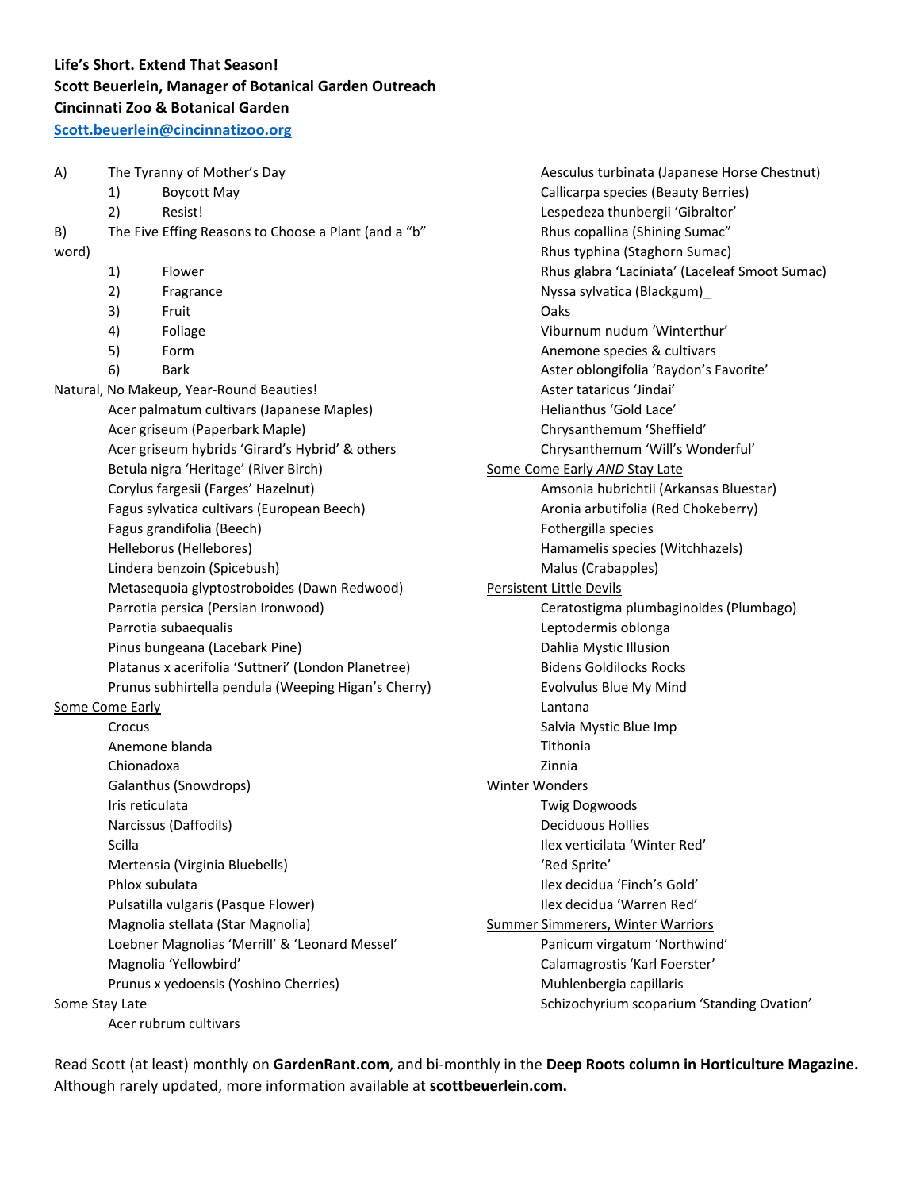**Life's Short. Extend That Season!**
**Scott Beuerlein, Manager of Botanical Garden Outreach**
**Cincinnati Zoo & Botanical Garden**
**Scott.beuerlein@cincinnatizoo.org**

A) The Tyranny of Mother's Day
   1) Boycott May
   2) Resist!

B) The Five Effing Reasons to Choose a Plant (and a "b" word)
   1) Flower
   2) Fragrance
   3) Fruit
   4) Foliage
   5) Form
   6) Bark

Natural, No Makeup, Year-Round Beauties!

- Acer palmatum cultivars (Japanese Maples)
- Acer griseum (Paperbark Maple)
- Acer griseum hybrids 'Girard's Hybrid' & others
- Betula nigra 'Heritage' (River Birch)
- Corylus fargesii (Farges' Hazelnut)
- Fagus sylvatica cultivars (European Beech)
- Fagus grandifolia (Beech)
- Helleborus (Hellebores)
- Lindera benzoin (Spicebush)
- Metasequoia glyptostroboides (Dawn Redwood)
- Parrotia persica (Persian Ironwood)
- Parrotia subaequalis
- Pinus bungeana (Lacebark Pine)
- Platanus x acerifolia 'Suttneri' (London Planetree)
- Prunus subhirtella pendula (Weeping Higan's Cherry)

Some Come Early

- Crocus
- Anemone blanda
- Chionadoxa
- Galanthus (Snowdrops)
- Iris reticulata
- Narcissus (Daffodils)
- Scilla
- Mertensia (Virginia Bluebells)
- Phlox subulata
- Pulsatilla vulgaris (Pasque Flower)
- Magnolia stellata (Star Magnolia)
- Loebner Magnolias 'Merrill' & 'Leonard Messel'
- Magnolia 'Yellowbird'
- Prunus x yedoensis (Yoshino Cherries)

Some Stay Late

- Acer rubrum cultivars
- Aesculus turbinata (Japanese Horse Chestnut)
- Callicarpa species (Beauty Berries)
- Lespedeza thunbergii 'Gibraltor'
- Rhus copallina (Shining Sumac"
- Rhus typhina (Staghorn Sumac)
- Rhus glabra 'Laciniata' (Laceleaf Smoot Sumac)
- Nyssa sylvatica (Blackgum)_
- Oaks
- Viburnum nudum 'Winterthur'
- Anemone species & cultivars
- Aster oblongifolia 'Raydon's Favorite'
- Aster tataricus 'Jindai'
- Helianthus 'Gold Lace'
- Chrysanthemum 'Sheffield'
- Chrysanthemum 'Will's Wonderful'

Some Come Early *AND* Stay Late

- Amsonia hubrichtii (Arkansas Bluestar)
- Aronia arbutifolia (Red Chokeberry)
- Fothergilla species
- Hamamelis species (Witchhazels)
- Malus (Crabapples)

Persistent Little Devils

- Ceratostigma plumbaginoides (Plumbago)
- Leptodermis oblonga
- Dahlia Mystic Illusion
- Bidens Goldilocks Rocks
- Evolvulus Blue My Mind
- Lantana
- Salvia Mystic Blue Imp
- Tithonia
- Zinnia

Winter Wonders

- Twig Dogwoods
- Deciduous Hollies
- Ilex verticilata 'Winter Red'
- 'Red Sprite'
- Ilex decidua 'Finch's Gold'
- Ilex decidua 'Warren Red'

Summer Simmerers, Winter Warriors

- Panicum virgatum 'Northwind'
- Calamagrostis 'Karl Foerster'
- Muhlenbergia capillaris
- Schizochyrium scoparium 'Standing Ovation'

Read Scott (at least) monthly on **GardenRant.com**, and bi-monthly in the **Deep Roots column in Horticulture Magazine.** Although rarely updated, more information available at **scottbeuerlein.com.**